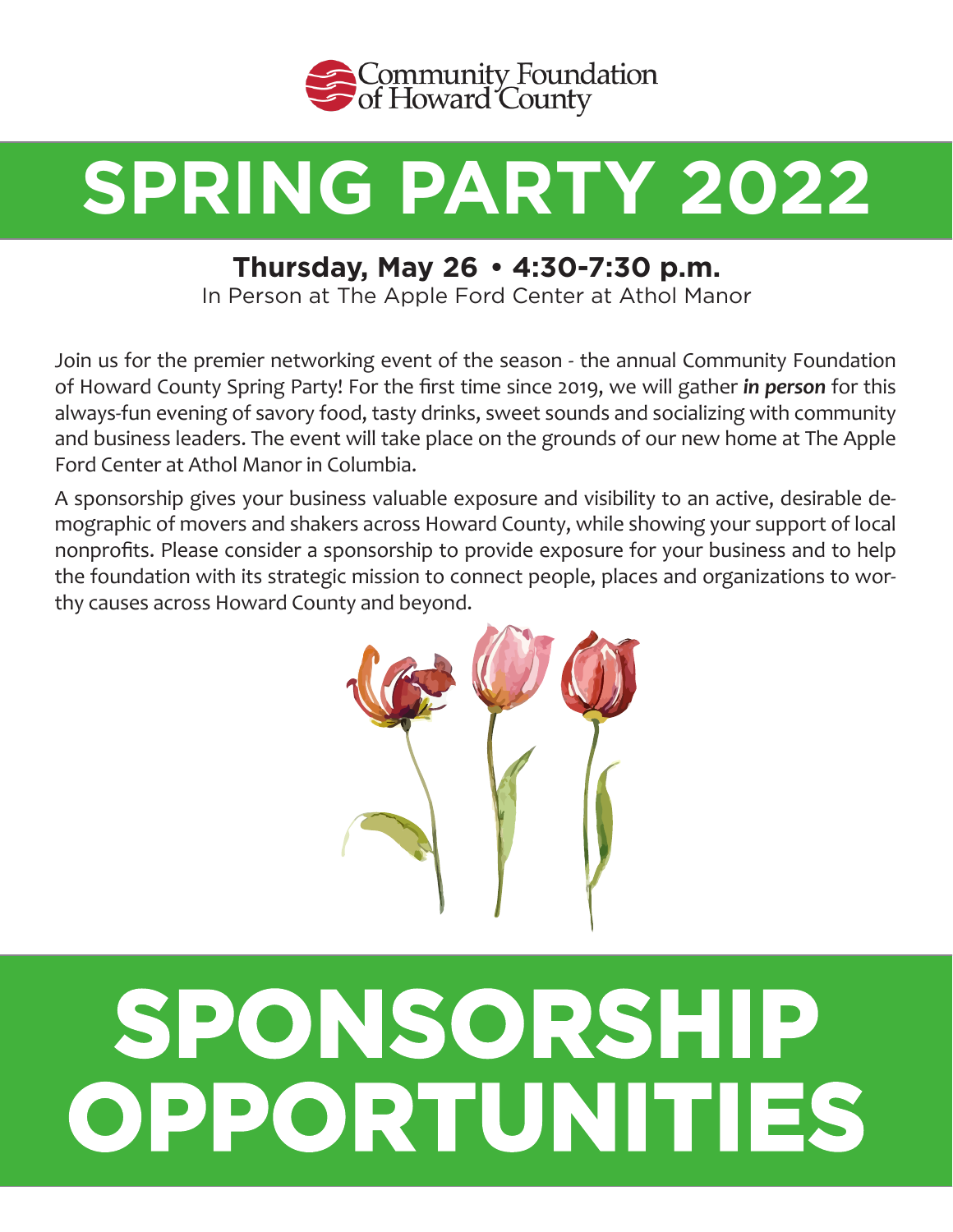Community Foundation of Howard County

# SPRING PARTY 2022

**Thursday, May 26 • 4:30-7:30 p.m.**

In Person at The Apple Ford Center at Athol Manor

Join us for the premier networking event of the season - the annual Community Foundation of Howard County Spring Party! For the first time since 2019, we will gather ***in person*** for this always-fun evening of savory food, tasty drinks, sweet sounds and socializing with community and business leaders. The event will take place on the grounds of our new home at The Apple Ford Center at Athol Manor in Columbia.

A sponsorship gives your business valuable exposure and visibility to an active, desirable demographic of movers and shakers across Howard County, while showing your support of local nonprofits. Please consider a sponsorship to provide exposure for your business and to help the foundation with its strategic mission to connect people, places and organizations to worthy causes across Howard County and beyond.

# SPONSORSHIP OPPORTUNITIES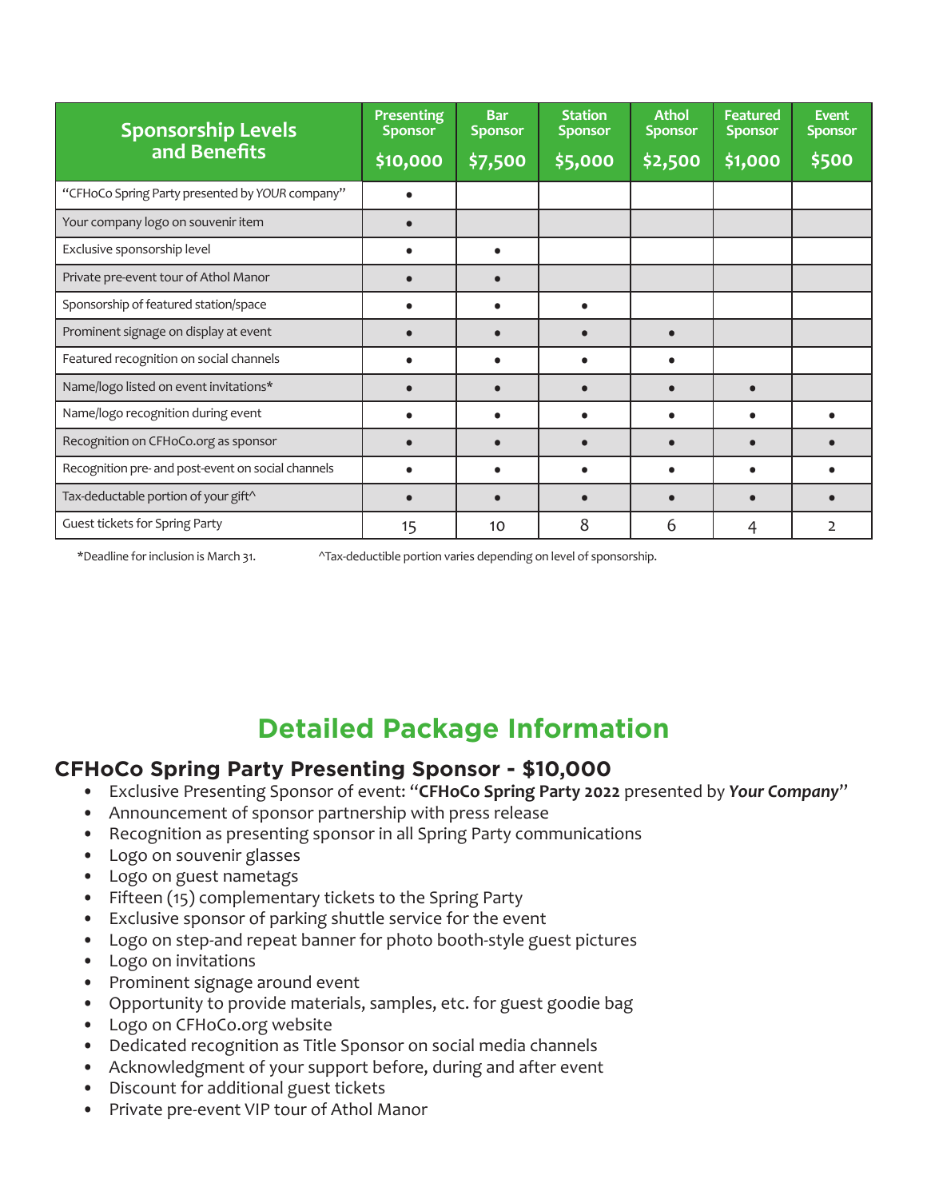| Sponsorship Levels and Benefits | Presenting Sponsor $10,000 | Bar Sponsor $7,500 | Station Sponsor $5,000 | Athol Sponsor $2,500 | Featured Sponsor $1,000 | Event Sponsor $500 |
|---|---|---|---|---|---|---|
| "CFHoCo Spring Party presented by *YOUR* company" | • | | | | | |
| Your company logo on souvenir item | • | | | | | |
| Exclusive sponsorship level | • | • | | | | |
| Private pre-event tour of Athol Manor | • | • | | | | |
| Sponsorship of featured station/space | • | • | • | | | |
| Prominent signage on display at event | • | • | • | • | | |
| Featured recognition on social channels | • | • | • | • | | |
| Name/logo listed on event invitations* | • | • | • | • | • | |
| Name/logo recognition during event | • | • | • | • | • | • |
| Recognition on CFHoCo.org as sponsor | • | • | • | • | • | • |
| Recognition pre- and post-event on social channels | • | • | • | • | • | • |
| Tax-deductable portion of your gift^ | • | • | • | • | • | • |
| Guest tickets for Spring Party | 15 | 10 | 8 | 6 | 4 | 2 |

*Deadline for inclusion is March 31. ^Tax-deductible portion varies depending on level of sponsorship.

# Detailed Package Information

## CFHoCo Spring Party Presenting Sponsor - $10,000

- Exclusive Presenting Sponsor of event: "**CFHoCo Spring Party 2022** presented by ***Your Company***"
- Announcement of sponsor partnership with press release
- Recognition as presenting sponsor in all Spring Party communications
- Logo on souvenir glasses
- Logo on guest nametags
- Fifteen (15) complementary tickets to the Spring Party
- Exclusive sponsor of parking shuttle service for the event
- Logo on step-and repeat banner for photo booth-style guest pictures
- Logo on invitations
- Prominent signage around event
- Opportunity to provide materials, samples, etc. for guest goodie bag
- Logo on CFHoCo.org website
- Dedicated recognition as Title Sponsor on social media channels
- Acknowledgment of your support before, during and after event
- Discount for additional guest tickets
- Private pre-event VIP tour of Athol Manor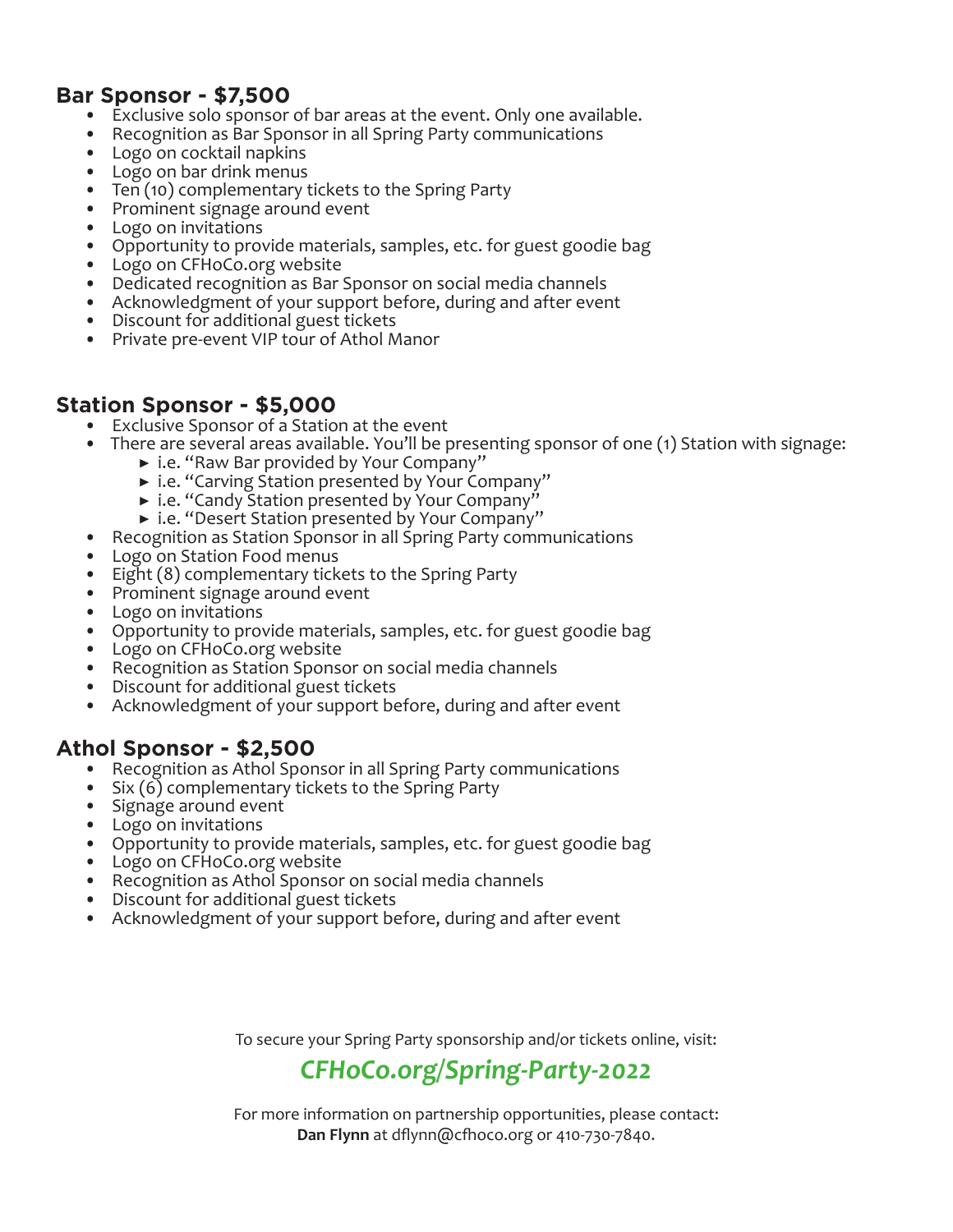## Bar Sponsor - $7,500

- Exclusive solo sponsor of bar areas at the event. Only one available.
- Recognition as Bar Sponsor in all Spring Party communications
- Logo on cocktail napkins
- Logo on bar drink menus
- Ten (10) complementary tickets to the Spring Party
- Prominent signage around event
- Logo on invitations
- Opportunity to provide materials, samples, etc. for guest goodie bag
- Logo on CFHoCo.org website
- Dedicated recognition as Bar Sponsor on social media channels
- Acknowledgment of your support before, during and after event
- Discount for additional guest tickets
- Private pre-event VIP tour of Athol Manor

## Station Sponsor - $5,000

- Exclusive Sponsor of a Station at the event
- There are several areas available. You'll be presenting sponsor of one (1) Station with signage:
  - i.e. "Raw Bar provided by Your Company"
  - i.e. "Carving Station presented by Your Company"
  - i.e. "Candy Station presented by Your Company"
  - i.e. "Desert Station presented by Your Company"
- Recognition as Station Sponsor in all Spring Party communications
- Logo on Station Food menus
- Eight (8) complementary tickets to the Spring Party
- Prominent signage around event
- Logo on invitations
- Opportunity to provide materials, samples, etc. for guest goodie bag
- Logo on CFHoCo.org website
- Recognition as Station Sponsor on social media channels
- Discount for additional guest tickets
- Acknowledgment of your support before, during and after event

## Athol Sponsor - $2,500

- Recognition as Athol Sponsor in all Spring Party communications
- Six (6) complementary tickets to the Spring Party
- Signage around event
- Logo on invitations
- Opportunity to provide materials, samples, etc. for guest goodie bag
- Logo on CFHoCo.org website
- Recognition as Athol Sponsor on social media channels
- Discount for additional guest tickets
- Acknowledgment of your support before, during and after event

To secure your Spring Party sponsorship and/or tickets online, visit:

***CFHoCo.org/Spring-Party-2022***

For more information on partnership opportunities, please contact:
**Dan Flynn** at dflynn@cfhoco.org or 410-730-7840.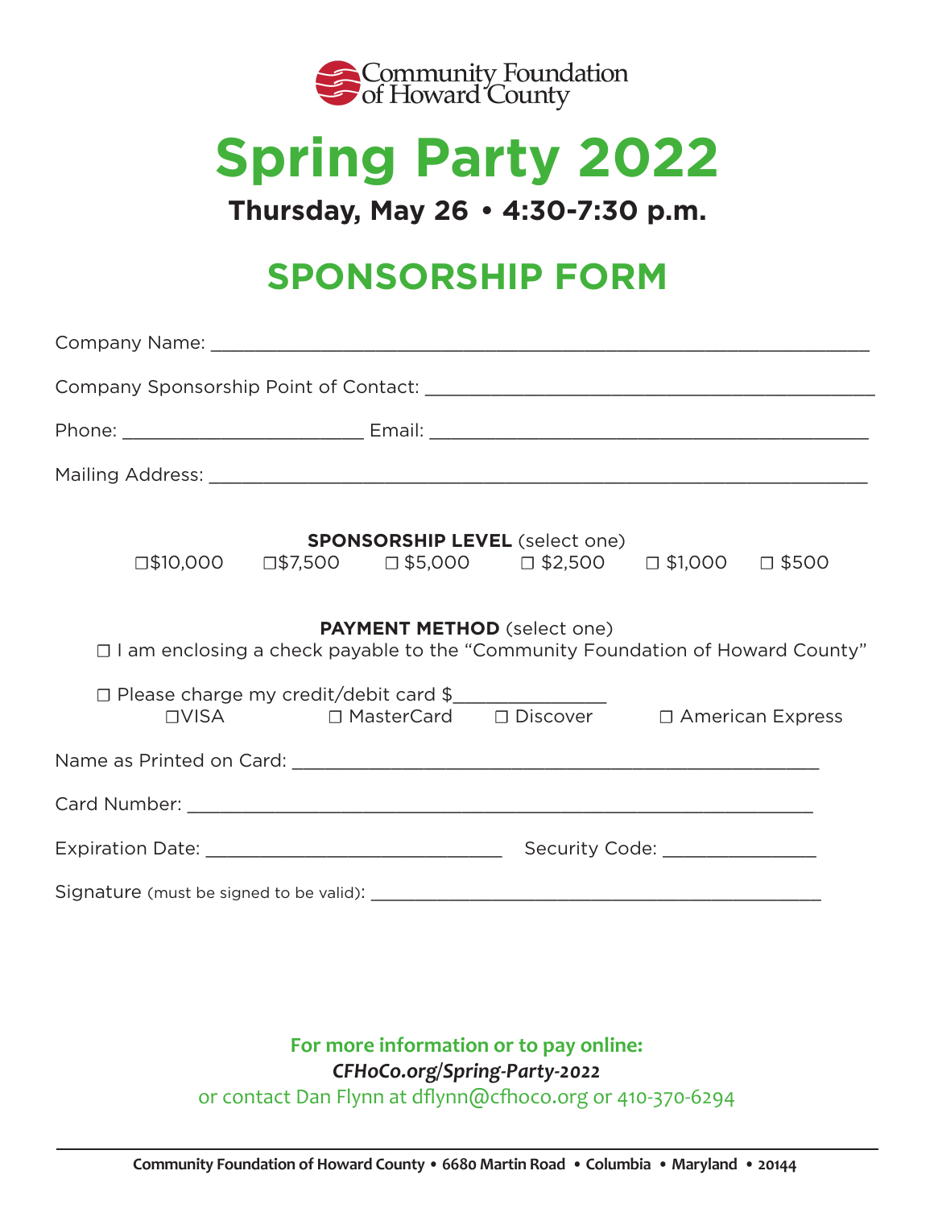Community Foundation of Howard County

# Spring Party 2022

**Thursday, May 26 • 4:30-7:30 p.m.**

## SPONSORSHIP FORM

Company Name: ___________________________________________________________

Company Sponsorship Point of Contact: ________________________________________

Phone: ______________________ Email: ________________________________________

Mailing Address: _________________________________________________________

**SPONSORSHIP LEVEL** (select one)

☐$10,000 ☐$7,500 ☐ $5,000 ☐ $2,500 ☐ $1,000 ☐ $500

**PAYMENT METHOD** (select one)

☐ I am enclosing a check payable to the "Community Foundation of Howard County"

☐ Please charge my credit/debit card $______________

☐VISA ☐ MasterCard ☐ Discover ☐ American Express

Name as Printed on Card: __________________________________________________

Card Number: ___________________________________________________________

Expiration Date: ____________________________ Security Code: ______________

Signature (must be signed to be valid): __________________________________________

**For more information or to pay online:**

***CFHoCo.org/Spring-Party-2022***

or contact Dan Flynn at dflynn@cfhoco.org or 410-370-6294

**Community Foundation of Howard County • 6680 Martin Road • Columbia • Maryland • 20144**